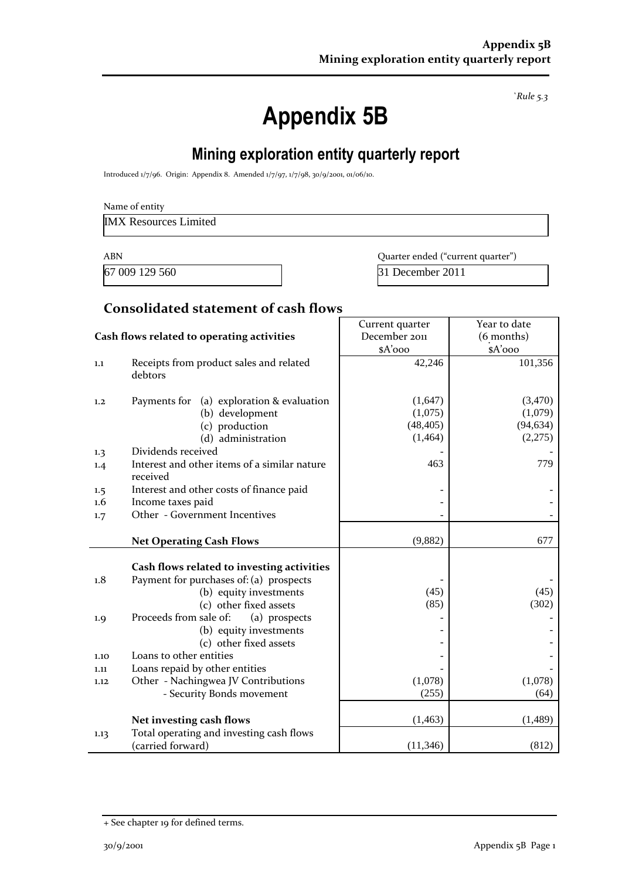`*Rule 5.3*

# Appendix 5B

## Mining exploration entity quarterly report

Introduced 1/7/96. Origin: Appendix 8. Amended 1/7/97, 1/7/98, 30/9/2001, 01/06/10.

Name of entity

| IMX Resources Limited |
|---|

| ABN | Quarter ended ("current quarter") |
|---|---|
| 67 009 129 560 | 31 December 2011 |

### Consolidated statement of cash flows

| | Cash flows related to operating activities | Current quarter December 2011 $A'000 | Year to date (6 months) $A'000 |
|---|---|---|---|
| 1.1 | Receipts from product sales and related debtors | 42,246 | 101,356 |
| 1.2 | Payments for (a) exploration & evaluation | (1,647) | (3,470) |
| | (b) development | (1,075) | (1,079) |
| | (c) production | (48,405) | (94,634) |
| | (d) administration | (1,464) | (2,275) |
| 1.3 | Dividends received | - | - |
| 1.4 | Interest and other items of a similar nature received | 463 | 779 |
| 1.5 | Interest and other costs of finance paid | - | - |
| 1.6 | Income taxes paid | - | - |
| 1.7 | Other - Government Incentives | - | - |
| | **Net Operating Cash Flows** | (9,882) | 677 |
| | **Cash flows related to investing activities** | | |
| 1.8 | Payment for purchases of: (a) prospects | - | - |
| | (b) equity investments | (45) | (45) |
| | (c) other fixed assets | (85) | (302) |
| 1.9 | Proceeds from sale of: (a) prospects | - | - |
| | (b) equity investments | - | - |
| | (c) other fixed assets | - | - |
| 1.10 | Loans to other entities | - | - |
| 1.11 | Loans repaid by other entities | - | - |
| 1.12 | Other - Nachingwea JV Contributions | (1,078) | (1,078) |
| | - Security Bonds movement | (255) | (64) |
| | **Net investing cash flows** | (1,463) | (1,489) |
| 1.13 | Total operating and investing cash flows (carried forward) | (11,346) | (812) |

+ See chapter 19 for defined terms.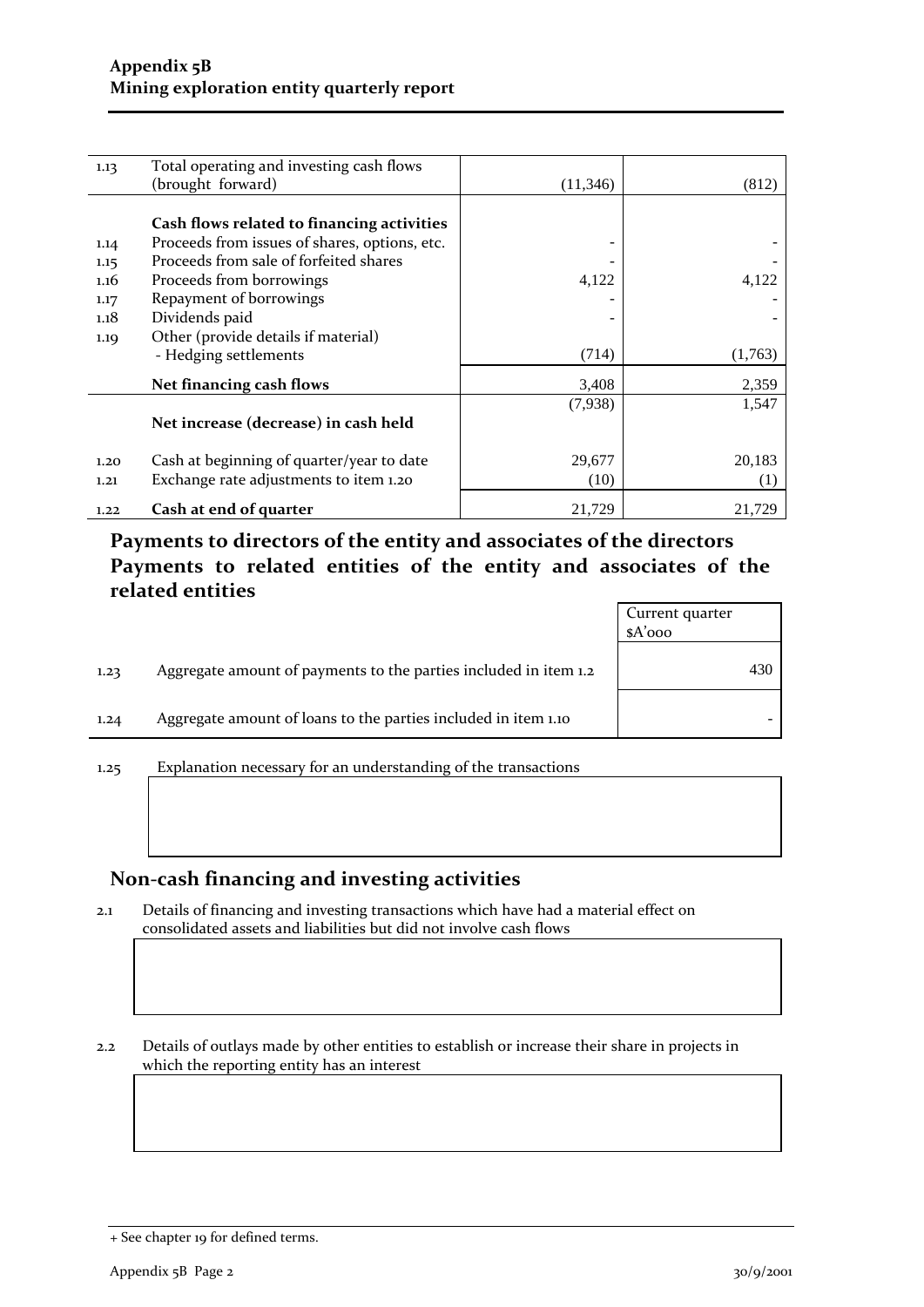| | | | |
|---|---|---|---|
| 1.13 | Total operating and investing cash flows (brought forward) | (11,346) | (812) |
| | **Cash flows related to financing activities** | | |
| 1.14 | Proceeds from issues of shares, options, etc. | - | - |
| 1.15 | Proceeds from sale of forfeited shares | - | - |
| 1.16 | Proceeds from borrowings | 4,122 | 4,122 |
| 1.17 | Repayment of borrowings | - | - |
| 1.18 | Dividends paid | - | - |
| 1.19 | Other (provide details if material)<br>- Hedging settlements | (714) | (1,763) |
| | **Net financing cash flows** | 3,408 | 2,359 |
| | **Net increase (decrease) in cash held** | (7,938) | 1,547 |
| 1.20 | Cash at beginning of quarter/year to date | 29,677 | 20,183 |
| 1.21 | Exchange rate adjustments to item 1.20 | (10) | (1) |
| 1.22 | **Cash at end of quarter** | 21,729 | 21,729 |

## Payments to directors of the entity and associates of the directors Payments to related entities of the entity and associates of the related entities

| | | Current quarter $A'000 |
|---|---|---|
| 1.23 | Aggregate amount of payments to the parties included in item 1.2 | 430 |
| 1.24 | Aggregate amount of loans to the parties included in item 1.10 | - |

1.25 Explanation necessary for an understanding of the transactions

## Non-cash financing and investing activities

2.1 Details of financing and investing transactions which have had a material effect on consolidated assets and liabilities but did not involve cash flows

2.2 Details of outlays made by other entities to establish or increase their share in projects in which the reporting entity has an interest

+ See chapter 19 for defined terms.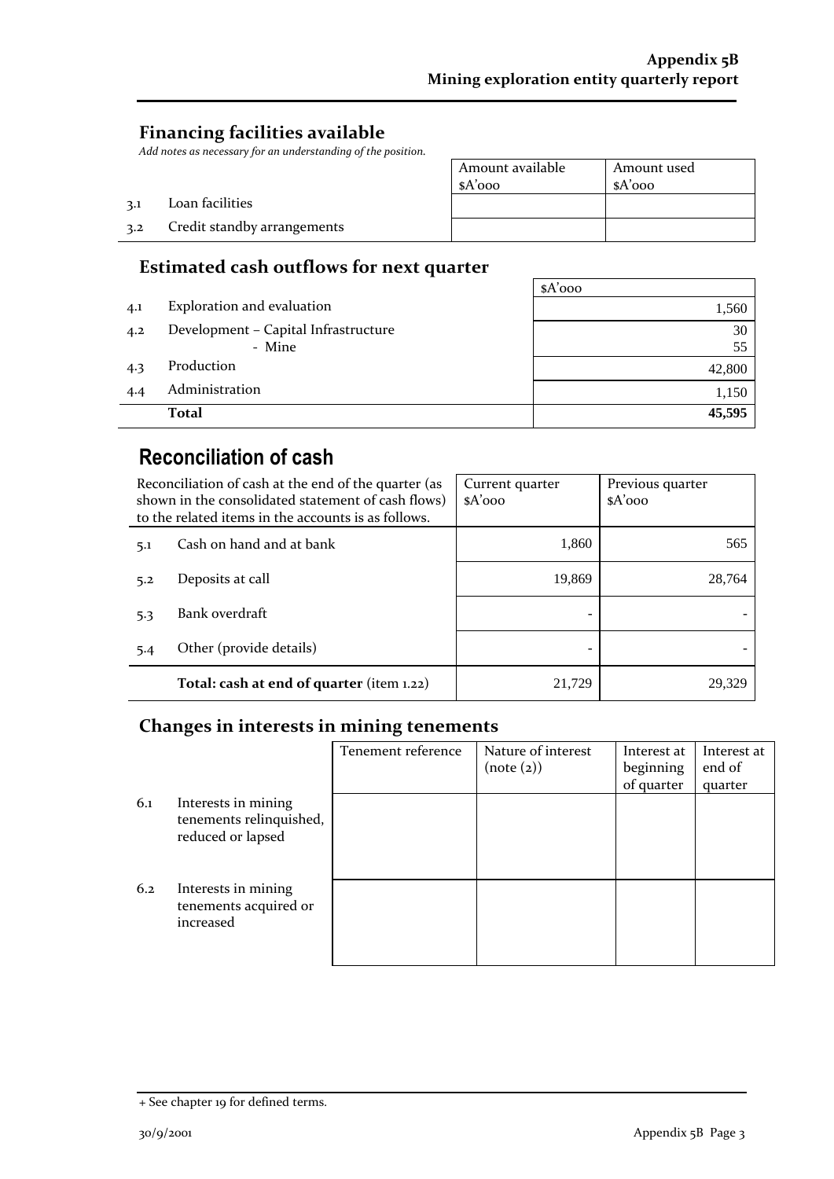## Financing facilities available

*Add notes as necessary for an understanding of the position.*

| | | Amount available $A'000 | Amount used $A'000 |
|---|---|---|---|
| 3.1 | Loan facilities | | |
| 3.2 | Credit standby arrangements | | |

## Estimated cash outflows for next quarter

| | | $A'000 |
|---|---|---|
| 4.1 | Exploration and evaluation | 1,560 |
| 4.2 | Development – Capital Infrastructure | 30 |
| | - Mine | 55 |
| 4.3 | Production | 42,800 |
| 4.4 | Administration | 1,150 |
| | **Total** | **45,595** |

# Reconciliation of cash

| Reconciliation of cash at the end of the quarter (as shown in the consolidated statement of cash flows) to the related items in the accounts is as follows. | | Current quarter $A'000 | Previous quarter $A'000 |
|---|---|---|---|
| 5.1 | Cash on hand and at bank | 1,860 | 565 |
| 5.2 | Deposits at call | 19,869 | 28,764 |
| 5.3 | Bank overdraft | - | - |
| 5.4 | Other (provide details) | - | - |
| | **Total: cash at end of quarter** (item 1.22) | 21,729 | 29,329 |

## Changes in interests in mining tenements

| | | Tenement reference | Nature of interest (note (2)) | Interest at beginning of quarter | Interest at end of quarter |
|---|---|---|---|---|---|
| 6.1 | Interests in mining tenements relinquished, reduced or lapsed | | | | |
| 6.2 | Interests in mining tenements acquired or increased | | | | |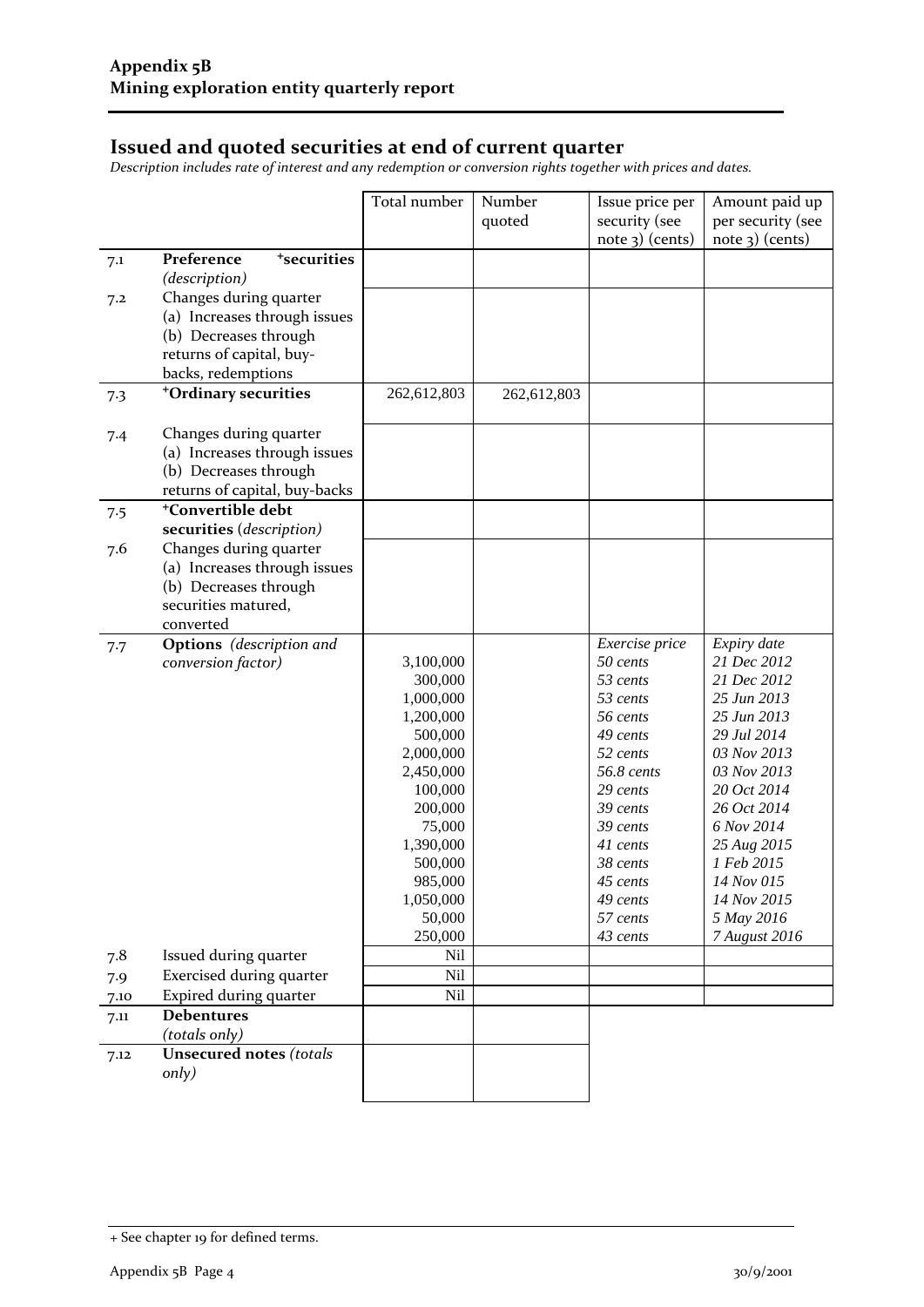## Issued and quoted securities at end of current quarter

*Description includes rate of interest and any redemption or conversion rights together with prices and dates.*

| | | Total number | Number quoted | Issue price per security (see note 3) (cents) | Amount paid up per security (see note 3) (cents) |
|---|---|---|---|---|---|
| 7.1 | **Preference +securities** *(description)* | | | | |
| 7.2 | Changes during quarter (a) Increases through issues (b) Decreases through returns of capital, buy-backs, redemptions | | | | |
| 7.3 | **+Ordinary securities** | 262,612,803 | 262,612,803 | | |
| 7.4 | Changes during quarter (a) Increases through issues (b) Decreases through returns of capital, buy-backs | | | | |
| 7.5 | **+Convertible debt securities** *(description)* | | | | |
| 7.6 | Changes during quarter (a) Increases through issues (b) Decreases through securities matured, converted | | | | |
| 7.7 | **Options** *(description and conversion factor)* | | | *Exercise price* | *Expiry date* |
| | | 3,100,000 | | *50 cents* | *21 Dec 2012* |
| | | 300,000 | | *53 cents* | *21 Dec 2012* |
| | | 1,000,000 | | *53 cents* | *25 Jun 2013* |
| | | 1,200,000 | | *56 cents* | *25 Jun 2013* |
| | | 500,000 | | *49 cents* | *29 Jul 2014* |
| | | 2,000,000 | | *52 cents* | *03 Nov 2013* |
| | | 2,450,000 | | *56.8 cents* | *03 Nov 2013* |
| | | 100,000 | | *29 cents* | *20 Oct 2014* |
| | | 200,000 | | *39 cents* | *26 Oct 2014* |
| | | 75,000 | | *39 cents* | *6 Nov 2014* |
| | | 1,390,000 | | *41 cents* | *25 Aug 2015* |
| | | 500,000 | | *38 cents* | *1 Feb 2015* |
| | | 985,000 | | *45 cents* | *14 Nov 015* |
| | | 1,050,000 | | *49 cents* | *14 Nov 2015* |
| | | 50,000 | | *57 cents* | *5 May 2016* |
| | | 250,000 | | *43 cents* | *7 August 2016* |
| 7.8 | Issued during quarter | Nil | | | |
| 7.9 | Exercised during quarter | Nil | | | |
| 7.10 | Expired during quarter | Nil | | | |
| 7.11 | **Debentures** *(totals only)* | | | | |
| 7.12 | **Unsecured notes** *(totals only)* | | | | |

+ See chapter 19 for defined terms.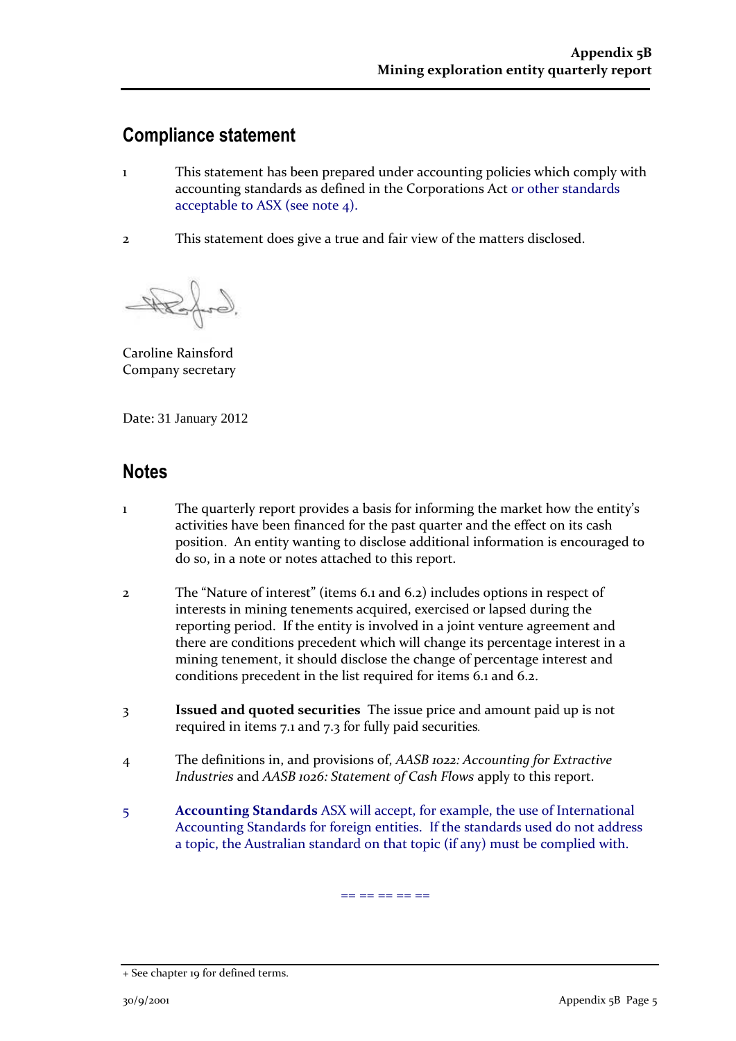## Compliance statement

1. This statement has been prepared under accounting policies which comply with accounting standards as defined in the Corporations Act or other standards acceptable to ASX (see note 4).

2. This statement does give a true and fair view of the matters disclosed.

Caroline Rainsford
Company secretary

Date: 31 January 2012

## Notes

1. The quarterly report provides a basis for informing the market how the entity's activities have been financed for the past quarter and the effect on its cash position. An entity wanting to disclose additional information is encouraged to do so, in a note or notes attached to this report.

2. The "Nature of interest" (items 6.1 and 6.2) includes options in respect of interests in mining tenements acquired, exercised or lapsed during the reporting period. If the entity is involved in a joint venture agreement and there are conditions precedent which will change its percentage interest in a mining tenement, it should disclose the change of percentage interest and conditions precedent in the list required for items 6.1 and 6.2.

3. **Issued and quoted securities** The issue price and amount paid up is not required in items 7.1 and 7.3 for fully paid securities.

4. The definitions in, and provisions of, *AASB 1022: Accounting for Extractive Industries* and *AASB 1026: Statement of Cash Flows* apply to this report.

5. **Accounting Standards** ASX will accept, for example, the use of International Accounting Standards for foreign entities. If the standards used do not address a topic, the Australian standard on that topic (if any) must be complied with.

== == == == ==

+ See chapter 19 for defined terms.